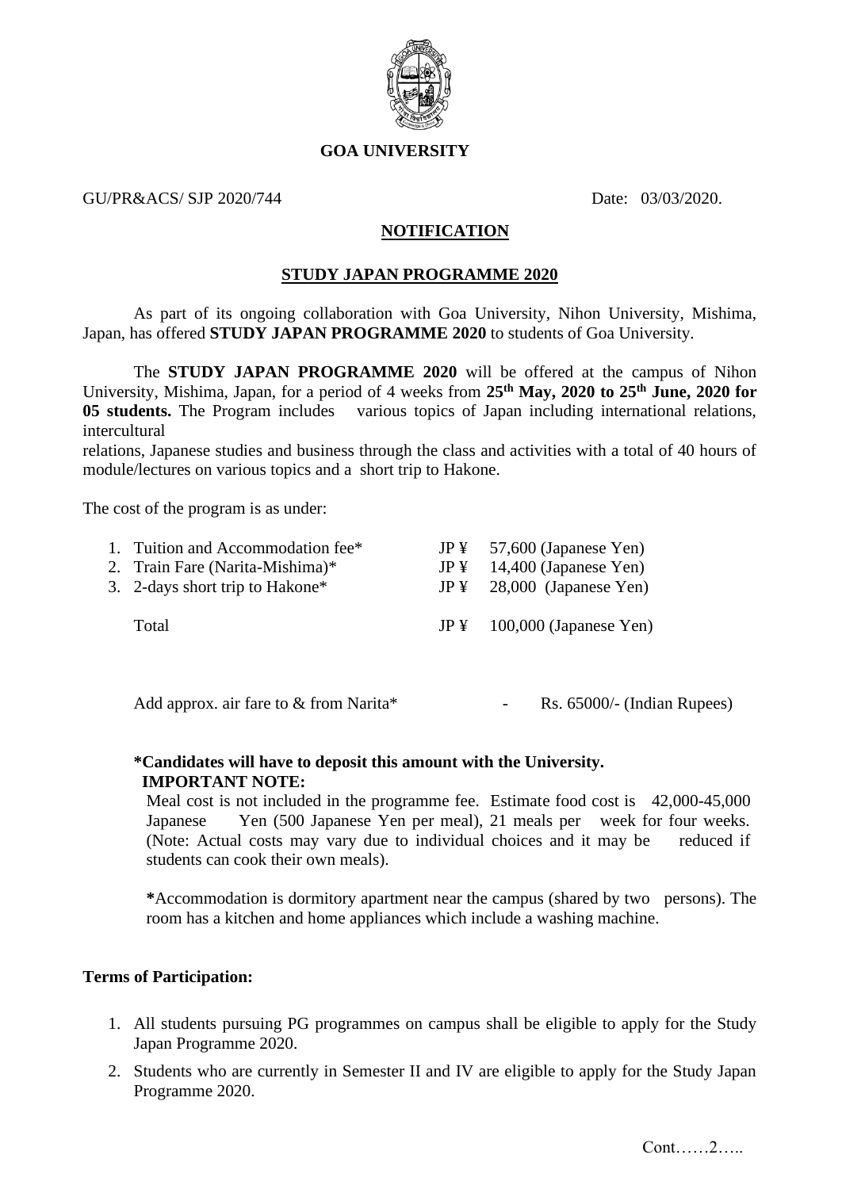# GOA UNIVERSITY

GU/PR&ACS/ SJP 2020/744 Date: 03/03/2020.

## NOTIFICATION

## STUDY JAPAN PROGRAMME 2020

As part of its ongoing collaboration with Goa University, Nihon University, Mishima, Japan, has offered **STUDY JAPAN PROGRAMME 2020** to students of Goa University.

The **STUDY JAPAN PROGRAMME 2020** will be offered at the campus of Nihon University, Mishima, Japan, for a period of 4 weeks from **25th May, 2020 to 25th June, 2020 for 05 students.** The Program includes various topics of Japan including international relations, intercultural relations, Japanese studies and business through the class and activities with a total of 40 hours of module/lectures on various topics and a short trip to Hakone.

The cost of the program is as under:

| | | |
|---|---|---|
| 1. Tuition and Accommodation fee* | JP ¥ | 57,600 (Japanese Yen) |
| 2. Train Fare (Narita-Mishima)* | JP ¥ | 14,400 (Japanese Yen) |
| 3. 2-days short trip to Hakone* | JP ¥ | 28,000 (Japanese Yen) |
| Total | JP ¥ | 100,000 (Japanese Yen) |

Add approx. air fare to & from Narita* - Rs. 65000/- (Indian Rupees)

**\*Candidates will have to deposit this amount with the University.**

**IMPORTANT NOTE:**

Meal cost is not included in the programme fee. Estimate food cost is 42,000-45,000 Japanese Yen (500 Japanese Yen per meal), 21 meals per week for four weeks. (Note: Actual costs may vary due to individual choices and it may be reduced if students can cook their own meals).

**\***Accommodation is dormitory apartment near the campus (shared by two persons). The room has a kitchen and home appliances which include a washing machine.

**Terms of Participation:**

1. All students pursuing PG programmes on campus shall be eligible to apply for the Study Japan Programme 2020.
2. Students who are currently in Semester II and IV are eligible to apply for the Study Japan Programme 2020.

Cont……2…..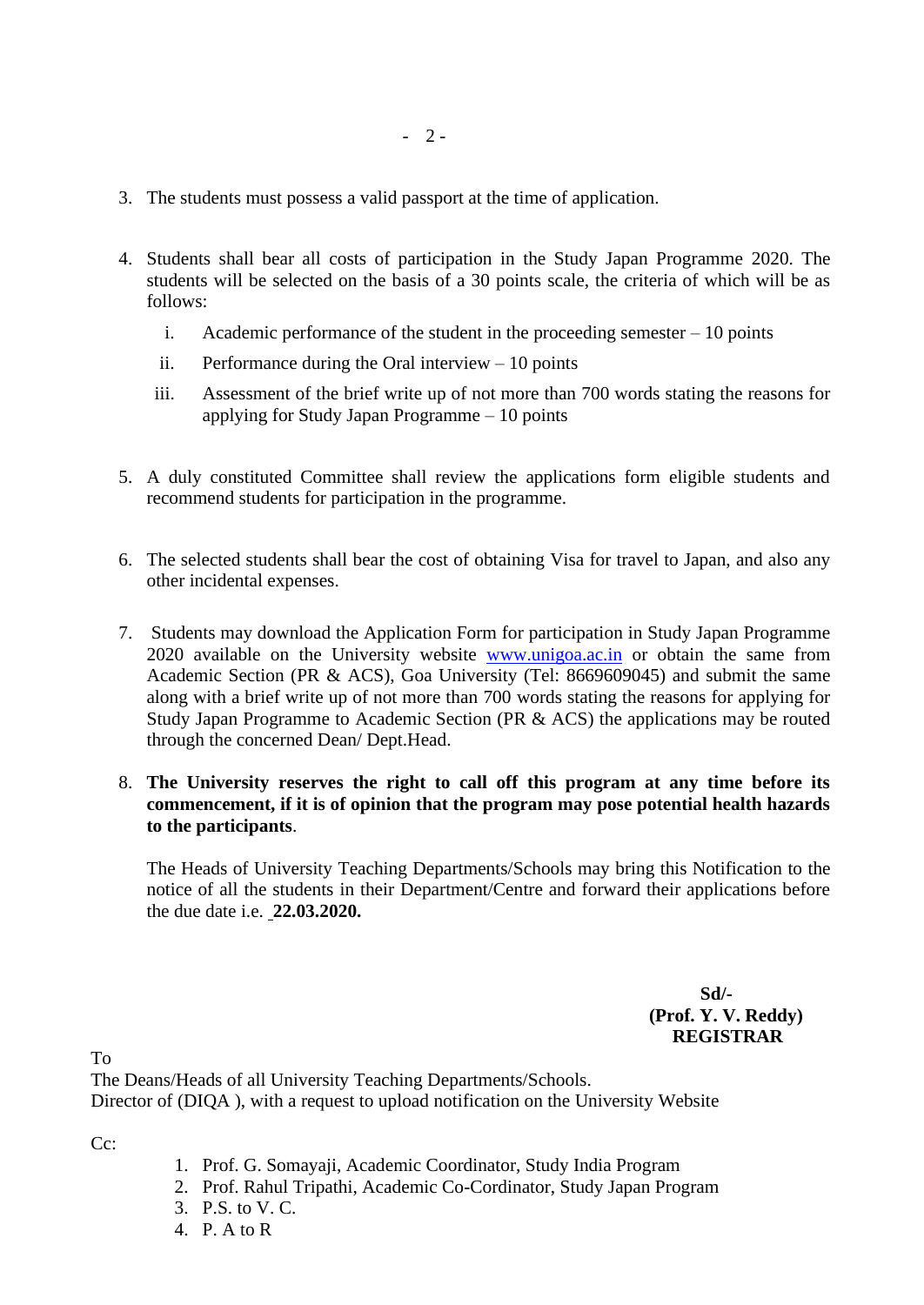3. The students must possess a valid passport at the time of application.

4. Students shall bear all costs of participation in the Study Japan Programme 2020. The students will be selected on the basis of a 30 points scale, the criteria of which will be as follows:

   i. Academic performance of the student in the proceeding semester – 10 points

   ii. Performance during the Oral interview – 10 points

   iii. Assessment of the brief write up of not more than 700 words stating the reasons for applying for Study Japan Programme – 10 points

5. A duly constituted Committee shall review the applications form eligible students and recommend students for participation in the programme.

6. The selected students shall bear the cost of obtaining Visa for travel to Japan, and also any other incidental expenses.

7. Students may download the Application Form for participation in Study Japan Programme 2020 available on the University website www.unigoa.ac.in or obtain the same from Academic Section (PR & ACS), Goa University (Tel: 8669609045) and submit the same along with a brief write up of not more than 700 words stating the reasons for applying for Study Japan Programme to Academic Section (PR & ACS) the applications may be routed through the concerned Dean/ Dept.Head.

8. **The University reserves the right to call off this program at any time before its commencement, if it is of opinion that the program may pose potential health hazards to the participants**.

   The Heads of University Teaching Departments/Schools may bring this Notification to the notice of all the students in their Department/Centre and forward their applications before the due date i.e. **22.03.2020.**

**Sd/-**
**(Prof. Y. V. Reddy)**
**REGISTRAR**

To
The Deans/Heads of all University Teaching Departments/Schools.
Director of (DIQA ), with a request to upload notification on the University Website

Cc:

1. Prof. G. Somayaji, Academic Coordinator, Study India Program
2. Prof. Rahul Tripathi, Academic Co-Cordinator, Study Japan Program
3. P.S. to V. C.
4. P. A to R